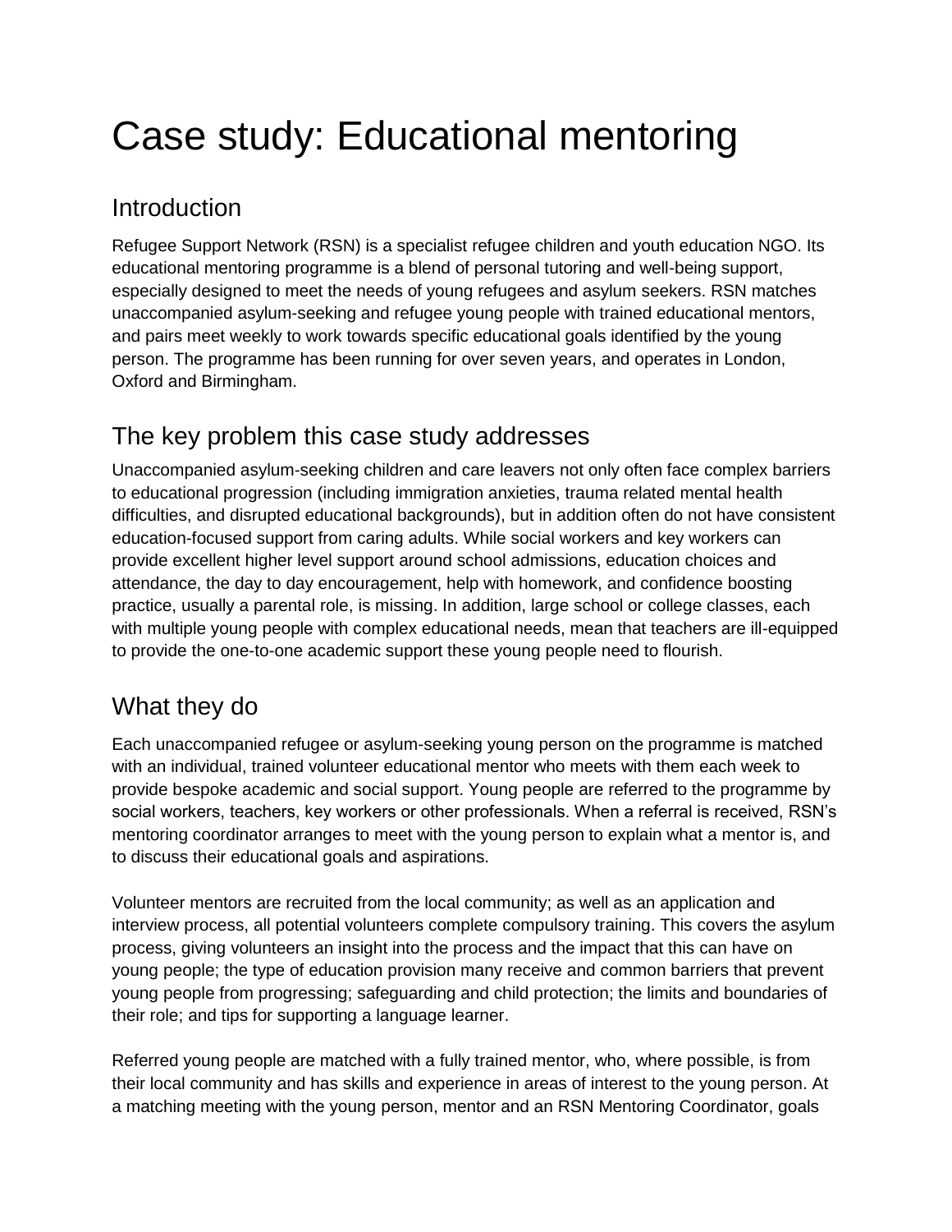# Case study: Educational mentoring

## Introduction

Refugee Support Network (RSN) is a specialist refugee children and youth education NGO. Its educational mentoring programme is a blend of personal tutoring and well-being support, especially designed to meet the needs of young refugees and asylum seekers. RSN matches unaccompanied asylum-seeking and refugee young people with trained educational mentors, and pairs meet weekly to work towards specific educational goals identified by the young person. The programme has been running for over seven years, and operates in London, Oxford and Birmingham.

## The key problem this case study addresses

Unaccompanied asylum-seeking children and care leavers not only often face complex barriers to educational progression (including immigration anxieties, trauma related mental health difficulties, and disrupted educational backgrounds), but in addition often do not have consistent education-focused support from caring adults. While social workers and key workers can provide excellent higher level support around school admissions, education choices and attendance, the day to day encouragement, help with homework, and confidence boosting practice, usually a parental role, is missing. In addition, large school or college classes, each with multiple young people with complex educational needs, mean that teachers are ill-equipped to provide the one-to-one academic support these young people need to flourish.

## What they do

Each unaccompanied refugee or asylum-seeking young person on the programme is matched with an individual, trained volunteer educational mentor who meets with them each week to provide bespoke academic and social support. Young people are referred to the programme by social workers, teachers, key workers or other professionals. When a referral is received, RSN's mentoring coordinator arranges to meet with the young person to explain what a mentor is, and to discuss their educational goals and aspirations.

Volunteer mentors are recruited from the local community; as well as an application and interview process, all potential volunteers complete compulsory training. This covers the asylum process, giving volunteers an insight into the process and the impact that this can have on young people; the type of education provision many receive and common barriers that prevent young people from progressing; safeguarding and child protection; the limits and boundaries of their role; and tips for supporting a language learner.

Referred young people are matched with a fully trained mentor, who, where possible, is from their local community and has skills and experience in areas of interest to the young person. At a matching meeting with the young person, mentor and an RSN Mentoring Coordinator, goals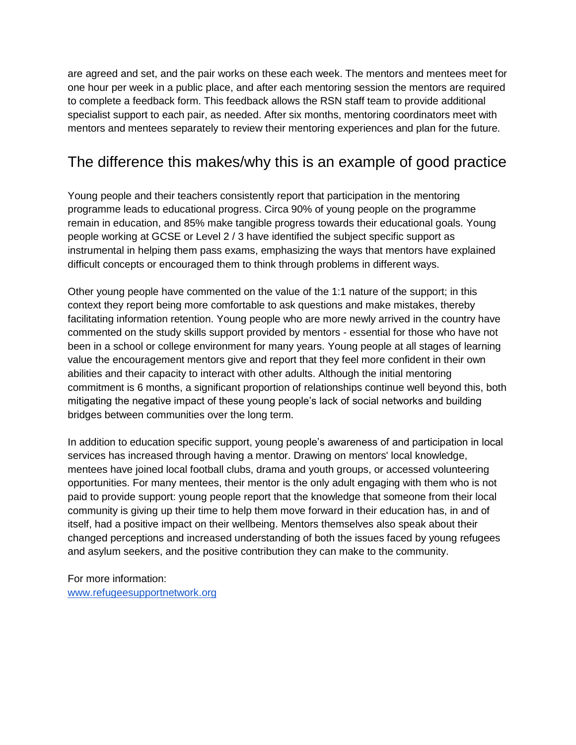are agreed and set, and the pair works on these each week. The mentors and mentees meet for one hour per week in a public place, and after each mentoring session the mentors are required to complete a feedback form. This feedback allows the RSN staff team to provide additional specialist support to each pair, as needed. After six months, mentoring coordinators meet with mentors and mentees separately to review their mentoring experiences and plan for the future.

## The difference this makes/why this is an example of good practice

Young people and their teachers consistently report that participation in the mentoring programme leads to educational progress. Circa 90% of young people on the programme remain in education, and 85% make tangible progress towards their educational goals. Young people working at GCSE or Level 2 / 3 have identified the subject specific support as instrumental in helping them pass exams, emphasizing the ways that mentors have explained difficult concepts or encouraged them to think through problems in different ways.

Other young people have commented on the value of the 1:1 nature of the support; in this context they report being more comfortable to ask questions and make mistakes, thereby facilitating information retention. Young people who are more newly arrived in the country have commented on the study skills support provided by mentors - essential for those who have not been in a school or college environment for many years. Young people at all stages of learning value the encouragement mentors give and report that they feel more confident in their own abilities and their capacity to interact with other adults. Although the initial mentoring commitment is 6 months, a significant proportion of relationships continue well beyond this, both mitigating the negative impact of these young people's lack of social networks and building bridges between communities over the long term.

In addition to education specific support, young people's awareness of and participation in local services has increased through having a mentor. Drawing on mentors' local knowledge, mentees have joined local football clubs, drama and youth groups, or accessed volunteering opportunities. For many mentees, their mentor is the only adult engaging with them who is not paid to provide support: young people report that the knowledge that someone from their local community is giving up their time to help them move forward in their education has, in and of itself, had a positive impact on their wellbeing. Mentors themselves also speak about their changed perceptions and increased understanding of both the issues faced by young refugees and asylum seekers, and the positive contribution they can make to the community.

For more information:
[www.refugeesupportnetwork.org](http://www.refugeesupportnetwork.org)